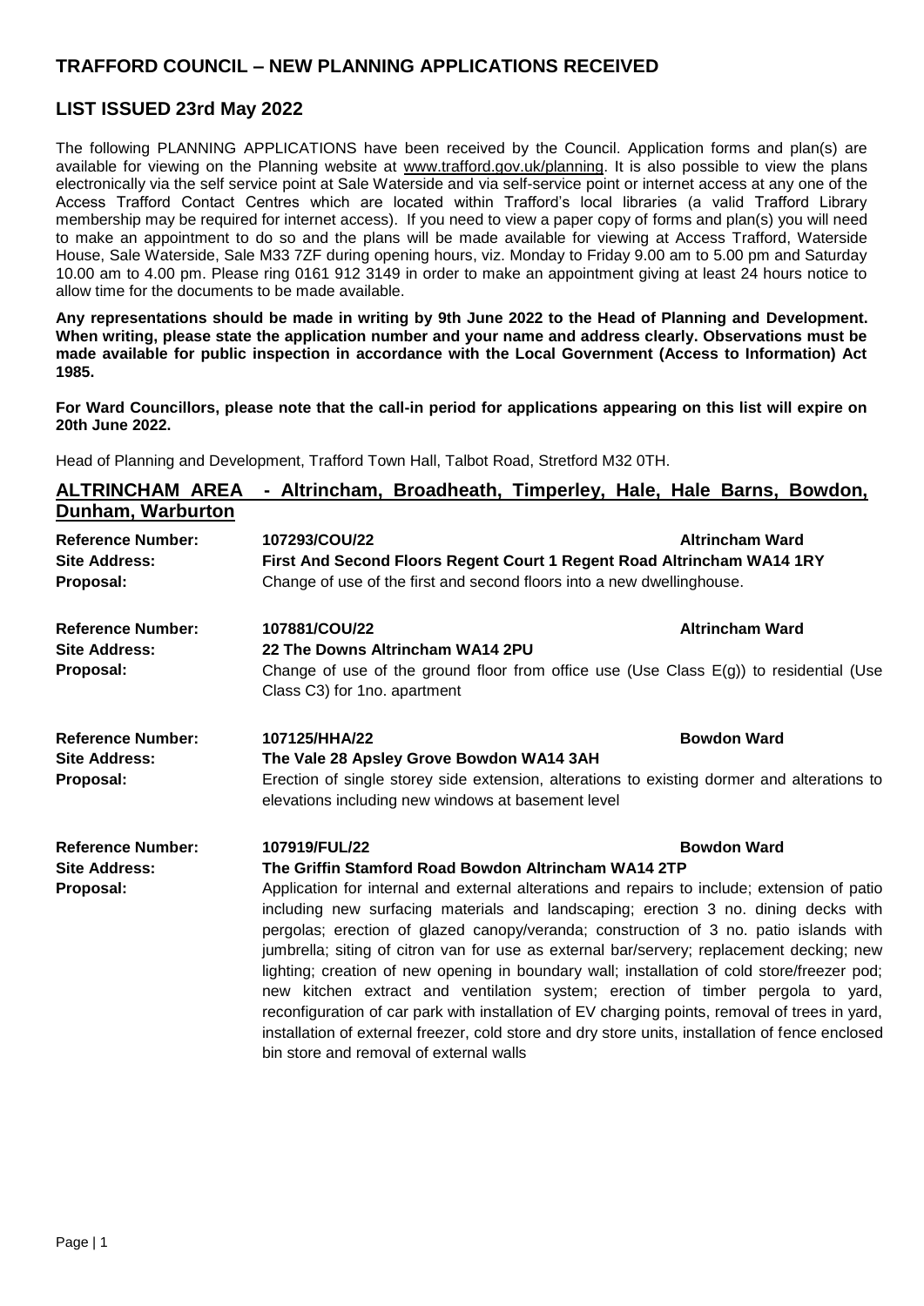# TRAFFORD COUNCIL – NEW PLANNING APPLICATIONS RECEIVED

## LIST ISSUED 23rd May 2022

The following PLANNING APPLICATIONS have been received by the Council. Application forms and plan(s) are available for viewing on the Planning website at www.trafford.gov.uk/planning. It is also possible to view the plans electronically via the self service point at Sale Waterside and via self-service point or internet access at any one of the Access Trafford Contact Centres which are located within Trafford's local libraries (a valid Trafford Library membership may be required for internet access). If you need to view a paper copy of forms and plan(s) you will need to make an appointment to do so and the plans will be made available for viewing at Access Trafford, Waterside House, Sale Waterside, Sale M33 7ZF during opening hours, viz. Monday to Friday 9.00 am to 5.00 pm and Saturday 10.00 am to 4.00 pm. Please ring 0161 912 3149 in order to make an appointment giving at least 24 hours notice to allow time for the documents to be made available.

**Any representations should be made in writing by 9th June 2022 to the Head of Planning and Development. When writing, please state the application number and your name and address clearly. Observations must be made available for public inspection in accordance with the Local Government (Access to Information) Act 1985.**

**For Ward Councillors, please note that the call-in period for applications appearing on this list will expire on 20th June 2022.**

Head of Planning and Development, Trafford Town Hall, Talbot Road, Stretford M32 0TH.

## ALTRINCHAM AREA - Altrincham, Broadheath, Timperley, Hale, Hale Barns, Bowdon, Dunham, Warburton

**Reference Number:** **107293/COU/22** — **Altrincham Ward**
**Site Address:** **First And Second Floors Regent Court 1 Regent Road Altrincham WA14 1RY**
**Proposal:** Change of use of the first and second floors into a new dwellinghouse.

**Reference Number:** **107881/COU/22** — **Altrincham Ward**
**Site Address:** **22 The Downs Altrincham WA14 2PU**
**Proposal:** Change of use of the ground floor from office use (Use Class E(g)) to residential (Use Class C3) for 1no. apartment

**Reference Number:** **107125/HHA/22** — **Bowdon Ward**
**Site Address:** **The Vale 28 Apsley Grove Bowdon WA14 3AH**
**Proposal:** Erection of single storey side extension, alterations to existing dormer and alterations to elevations including new windows at basement level

**Reference Number:** **107919/FUL/22** — **Bowdon Ward**
**Site Address:** **The Griffin Stamford Road Bowdon Altrincham WA14 2TP**
**Proposal:** Application for internal and external alterations and repairs to include; extension of patio including new surfacing materials and landscaping; erection 3 no. dining decks with pergolas; erection of glazed canopy/veranda; construction of 3 no. patio islands with jumbrella; siting of citron van for use as external bar/servery; replacement decking; new lighting; creation of new opening in boundary wall; installation of cold store/freezer pod; new kitchen extract and ventilation system; erection of timber pergola to yard, reconfiguration of car park with installation of EV charging points, removal of trees in yard, installation of external freezer, cold store and dry store units, installation of fence enclosed bin store and removal of external walls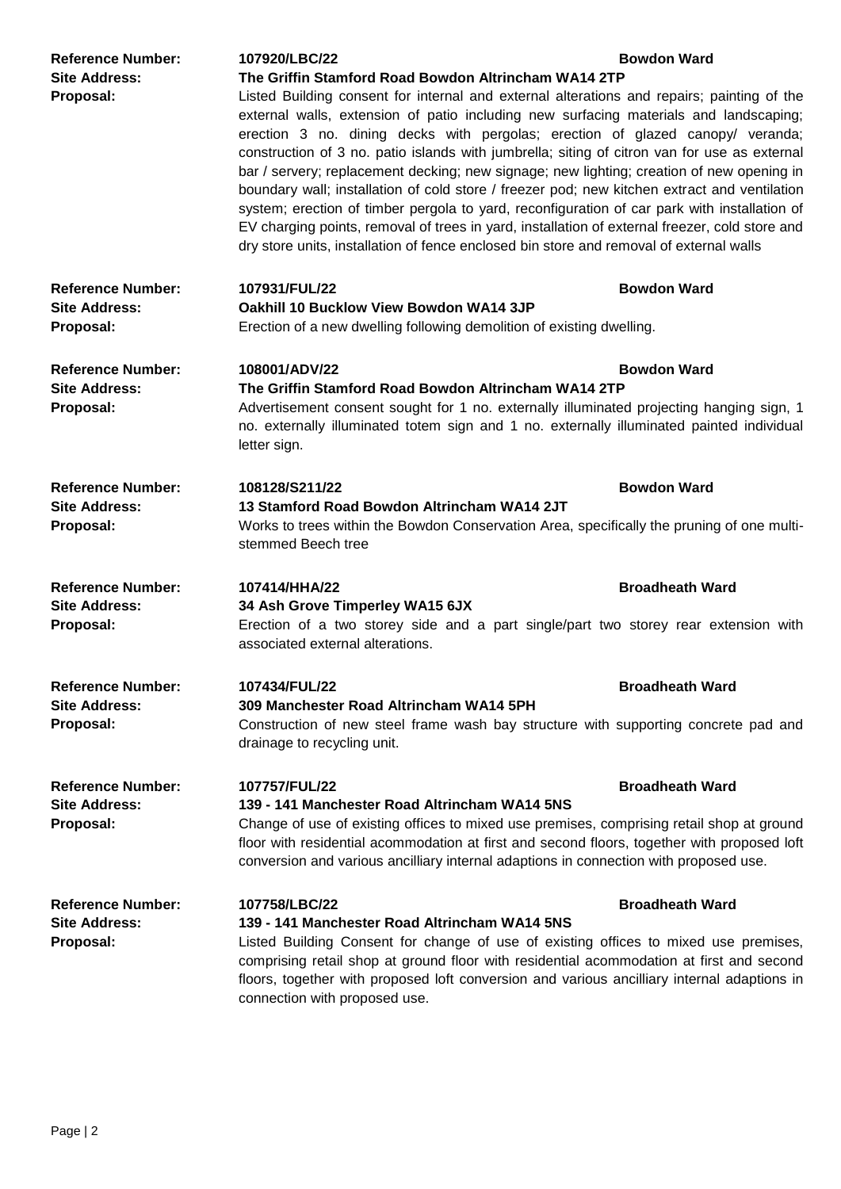**Reference Number:** 107920/LBC/22 — **Bowdon Ward**
**Site Address:** **The Griffin Stamford Road Bowdon Altrincham WA14 2TP**
**Proposal:** Listed Building consent for internal and external alterations and repairs; painting of the external walls, extension of patio including new surfacing materials and landscaping; erection 3 no. dining decks with pergolas; erection of glazed canopy/ veranda; construction of 3 no. patio islands with jumbrella; siting of citron van for use as external bar / servery; replacement decking; new signage; new lighting; creation of new opening in boundary wall; installation of cold store / freezer pod; new kitchen extract and ventilation system; erection of timber pergola to yard, reconfiguration of car park with installation of EV charging points, removal of trees in yard, installation of external freezer, cold store and dry store units, installation of fence enclosed bin store and removal of external walls

**Reference Number:** 107931/FUL/22 — **Bowdon Ward**
**Site Address:** **Oakhill 10 Bucklow View Bowdon WA14 3JP**
**Proposal:** Erection of a new dwelling following demolition of existing dwelling.

**Reference Number:** 108001/ADV/22 — **Bowdon Ward**
**Site Address:** **The Griffin Stamford Road Bowdon Altrincham WA14 2TP**
**Proposal:** Advertisement consent sought for 1 no. externally illuminated projecting hanging sign, 1 no. externally illuminated totem sign and 1 no. externally illuminated painted individual letter sign.

**Reference Number:** 108128/S211/22 — **Bowdon Ward**
**Site Address:** **13 Stamford Road Bowdon Altrincham WA14 2JT**
**Proposal:** Works to trees within the Bowdon Conservation Area, specifically the pruning of one multi-stemmed Beech tree

**Reference Number:** 107414/HHA/22 — **Broadheath Ward**
**Site Address:** **34 Ash Grove Timperley WA15 6JX**
**Proposal:** Erection of a two storey side and a part single/part two storey rear extension with associated external alterations.

**Reference Number:** 107434/FUL/22 — **Broadheath Ward**
**Site Address:** **309 Manchester Road Altrincham WA14 5PH**
**Proposal:** Construction of new steel frame wash bay structure with supporting concrete pad and drainage to recycling unit.

**Reference Number:** 107757/FUL/22 — **Broadheath Ward**
**Site Address:** **139 - 141 Manchester Road Altrincham WA14 5NS**
**Proposal:** Change of use of existing offices to mixed use premises, comprising retail shop at ground floor with residential acommodation at first and second floors, together with proposed loft conversion and various ancilliary internal adaptions in connection with proposed use.

**Reference Number:** 107758/LBC/22 — **Broadheath Ward**
**Site Address:** **139 - 141 Manchester Road Altrincham WA14 5NS**
**Proposal:** Listed Building Consent for change of use of existing offices to mixed use premises, comprising retail shop at ground floor with residential acommodation at first and second floors, together with proposed loft conversion and various ancilliary internal adaptions in connection with proposed use.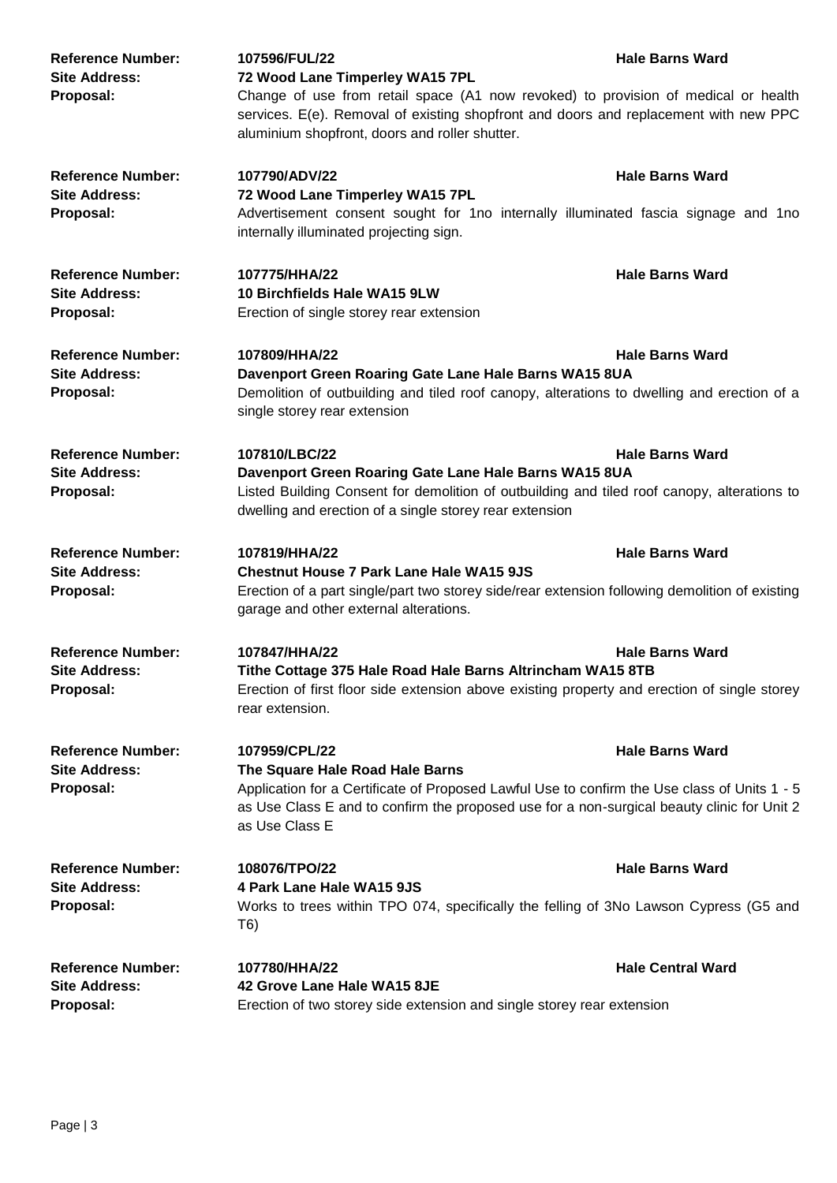**Reference Number:** 107596/FUL/22 — **Hale Barns Ward**
**Site Address:** 72 Wood Lane Timperley WA15 7PL
**Proposal:** Change of use from retail space (A1 now revoked) to provision of medical or health services. E(e). Removal of existing shopfront and doors and replacement with new PPC aluminium shopfront, doors and roller shutter.

**Reference Number:** 107790/ADV/22 — **Hale Barns Ward**
**Site Address:** 72 Wood Lane Timperley WA15 7PL
**Proposal:** Advertisement consent sought for 1no internally illuminated fascia signage and 1no internally illuminated projecting sign.

**Reference Number:** 107775/HHA/22 — **Hale Barns Ward**
**Site Address:** 10 Birchfields Hale WA15 9LW
**Proposal:** Erection of single storey rear extension

**Reference Number:** 107809/HHA/22 — **Hale Barns Ward**
**Site Address:** Davenport Green Roaring Gate Lane Hale Barns WA15 8UA
**Proposal:** Demolition of outbuilding and tiled roof canopy, alterations to dwelling and erection of a single storey rear extension

**Reference Number:** 107810/LBC/22 — **Hale Barns Ward**
**Site Address:** Davenport Green Roaring Gate Lane Hale Barns WA15 8UA
**Proposal:** Listed Building Consent for demolition of outbuilding and tiled roof canopy, alterations to dwelling and erection of a single storey rear extension

**Reference Number:** 107819/HHA/22 — **Hale Barns Ward**
**Site Address:** Chestnut House 7 Park Lane Hale WA15 9JS
**Proposal:** Erection of a part single/part two storey side/rear extension following demolition of existing garage and other external alterations.

**Reference Number:** 107847/HHA/22 — **Hale Barns Ward**
**Site Address:** Tithe Cottage 375 Hale Road Hale Barns Altrincham WA15 8TB
**Proposal:** Erection of first floor side extension above existing property and erection of single storey rear extension.

**Reference Number:** 107959/CPL/22 — **Hale Barns Ward**
**Site Address:** The Square Hale Road Hale Barns
**Proposal:** Application for a Certificate of Proposed Lawful Use to confirm the Use class of Units 1 - 5 as Use Class E and to confirm the proposed use for a non-surgical beauty clinic for Unit 2 as Use Class E

**Reference Number:** 108076/TPO/22 — **Hale Barns Ward**
**Site Address:** 4 Park Lane Hale WA15 9JS
**Proposal:** Works to trees within TPO 074, specifically the felling of 3No Lawson Cypress (G5 and T6)

**Reference Number:** 107780/HHA/22 — **Hale Central Ward**
**Site Address:** 42 Grove Lane Hale WA15 8JE
**Proposal:** Erection of two storey side extension and single storey rear extension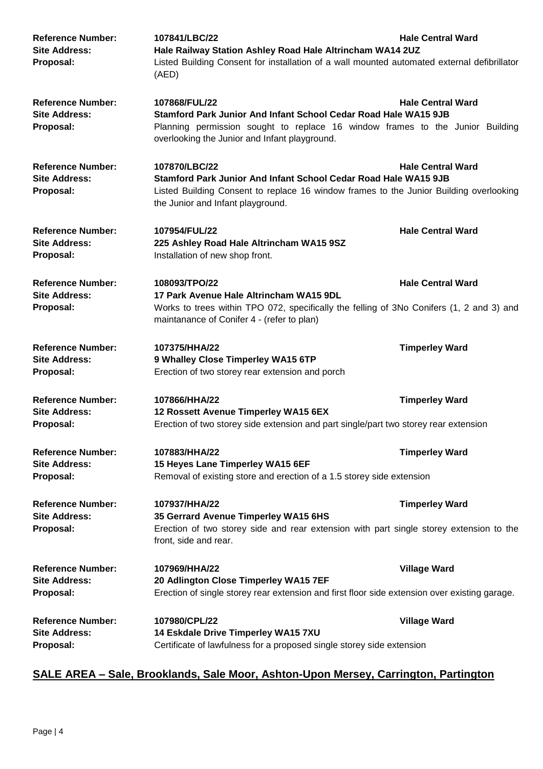**Reference Number:** **107841/LBC/22** **Hale Central Ward**
**Site Address:** **Hale Railway Station Ashley Road Hale Altrincham WA14 2UZ**
**Proposal:** Listed Building Consent for installation of a wall mounted automated external defibrillator (AED)

**Reference Number:** **107868/FUL/22** **Hale Central Ward**
**Site Address:** **Stamford Park Junior And Infant School Cedar Road Hale WA15 9JB**
**Proposal:** Planning permission sought to replace 16 window frames to the Junior Building overlooking the Junior and Infant playground.

**Reference Number:** **107870/LBC/22** **Hale Central Ward**
**Site Address:** **Stamford Park Junior And Infant School Cedar Road Hale WA15 9JB**
**Proposal:** Listed Building Consent to replace 16 window frames to the Junior Building overlooking the Junior and Infant playground.

**Reference Number:** **107954/FUL/22** **Hale Central Ward**
**Site Address:** **225 Ashley Road Hale Altrincham WA15 9SZ**
**Proposal:** Installation of new shop front.

**Reference Number:** **108093/TPO/22** **Hale Central Ward**
**Site Address:** **17 Park Avenue Hale Altrincham WA15 9DL**
**Proposal:** Works to trees within TPO 072, specifically the felling of 3No Conifers (1, 2 and 3) and maintanance of Conifer 4 - (refer to plan)

**Reference Number:** **107375/HHA/22** **Timperley Ward**
**Site Address:** **9 Whalley Close Timperley WA15 6TP**
**Proposal:** Erection of two storey rear extension and porch

**Reference Number:** **107866/HHA/22** **Timperley Ward**
**Site Address:** **12 Rossett Avenue Timperley WA15 6EX**
**Proposal:** Erection of two storey side extension and part single/part two storey rear extension

**Reference Number:** **107883/HHA/22** **Timperley Ward**
**Site Address:** **15 Heyes Lane Timperley WA15 6EF**
**Proposal:** Removal of existing store and erection of a 1.5 storey side extension

**Reference Number:** **107937/HHA/22** **Timperley Ward**
**Site Address:** **35 Gerrard Avenue Timperley WA15 6HS**
**Proposal:** Erection of two storey side and rear extension with part single storey extension to the front, side and rear.

**Reference Number:** **107969/HHA/22** **Village Ward**
**Site Address:** **20 Adlington Close Timperley WA15 7EF**
**Proposal:** Erection of single storey rear extension and first floor side extension over existing garage.

**Reference Number:** **107980/CPL/22** **Village Ward**
**Site Address:** **14 Eskdale Drive Timperley WA15 7XU**
**Proposal:** Certificate of lawfulness for a proposed single storey side extension

## SALE AREA – Sale, Brooklands, Sale Moor, Ashton-Upon Mersey, Carrington, Partington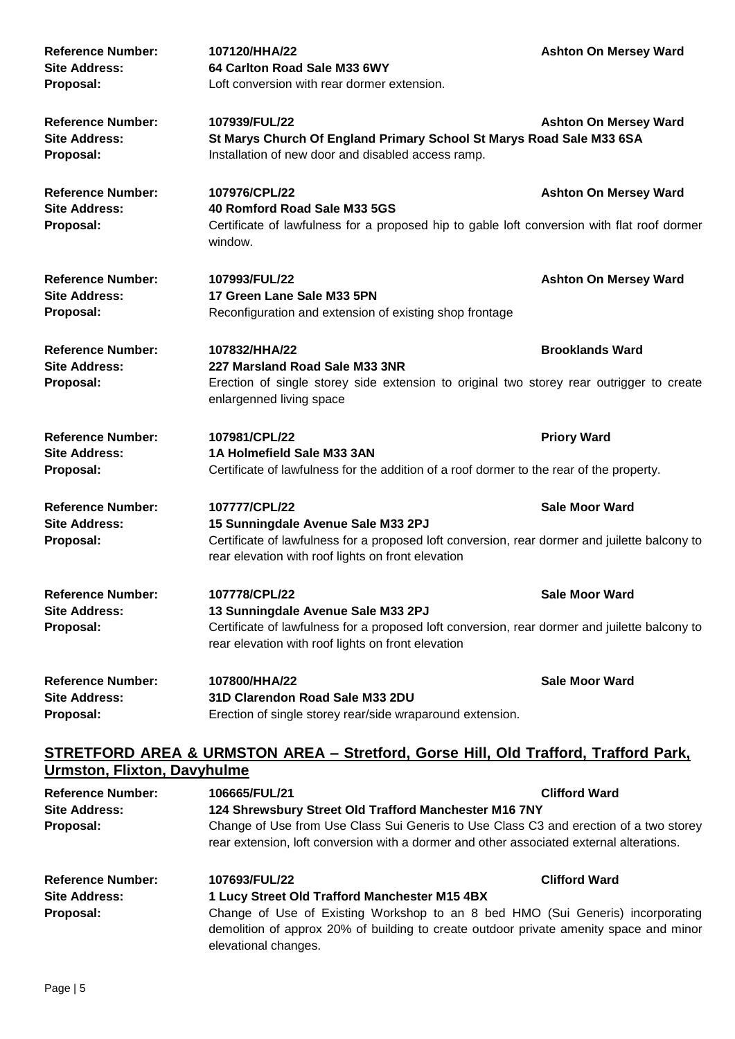**Reference Number:** 107120/HHA/22 **Ashton On Mersey Ward**
**Site Address:** 64 Carlton Road Sale M33 6WY
**Proposal:** Loft conversion with rear dormer extension.

**Reference Number:** 107939/FUL/22 **Ashton On Mersey Ward**
**Site Address:** St Marys Church Of England Primary School St Marys Road Sale M33 6SA
**Proposal:** Installation of new door and disabled access ramp.

**Reference Number:** 107976/CPL/22 **Ashton On Mersey Ward**
**Site Address:** 40 Romford Road Sale M33 5GS
**Proposal:** Certificate of lawfulness for a proposed hip to gable loft conversion with flat roof dormer window.

**Reference Number:** 107993/FUL/22 **Ashton On Mersey Ward**
**Site Address:** 17 Green Lane Sale M33 5PN
**Proposal:** Reconfiguration and extension of existing shop frontage

**Reference Number:** 107832/HHA/22 **Brooklands Ward**
**Site Address:** 227 Marsland Road Sale M33 3NR
**Proposal:** Erection of single storey side extension to original two storey rear outrigger to create enlargenned living space

**Reference Number:** 107981/CPL/22 **Priory Ward**
**Site Address:** 1A Holmefield Sale M33 3AN
**Proposal:** Certificate of lawfulness for the addition of a roof dormer to the rear of the property.

**Reference Number:** 107777/CPL/22 **Sale Moor Ward**
**Site Address:** 15 Sunningdale Avenue Sale M33 2PJ
**Proposal:** Certificate of lawfulness for a proposed loft conversion, rear dormer and juilette balcony to rear elevation with roof lights on front elevation

**Reference Number:** 107778/CPL/22 **Sale Moor Ward**
**Site Address:** 13 Sunningdale Avenue Sale M33 2PJ
**Proposal:** Certificate of lawfulness for a proposed loft conversion, rear dormer and juilette balcony to rear elevation with roof lights on front elevation

**Reference Number:** 107800/HHA/22 **Sale Moor Ward**
**Site Address:** 31D Clarendon Road Sale M33 2DU
**Proposal:** Erection of single storey rear/side wraparound extension.

## STRETFORD AREA & URMSTON AREA – Stretford, Gorse Hill, Old Trafford, Trafford Park, Urmston, Flixton, Davyhulme

**Reference Number:** 106665/FUL/21 **Clifford Ward**
**Site Address:** 124 Shrewsbury Street Old Trafford Manchester M16 7NY
**Proposal:** Change of Use from Use Class Sui Generis to Use Class C3 and erection of a two storey rear extension, loft conversion with a dormer and other associated external alterations.

**Reference Number:** 107693/FUL/22 **Clifford Ward**
**Site Address:** 1 Lucy Street Old Trafford Manchester M15 4BX
**Proposal:** Change of Use of Existing Workshop to an 8 bed HMO (Sui Generis) incorporating demolition of approx 20% of building to create outdoor private amenity space and minor elevational changes.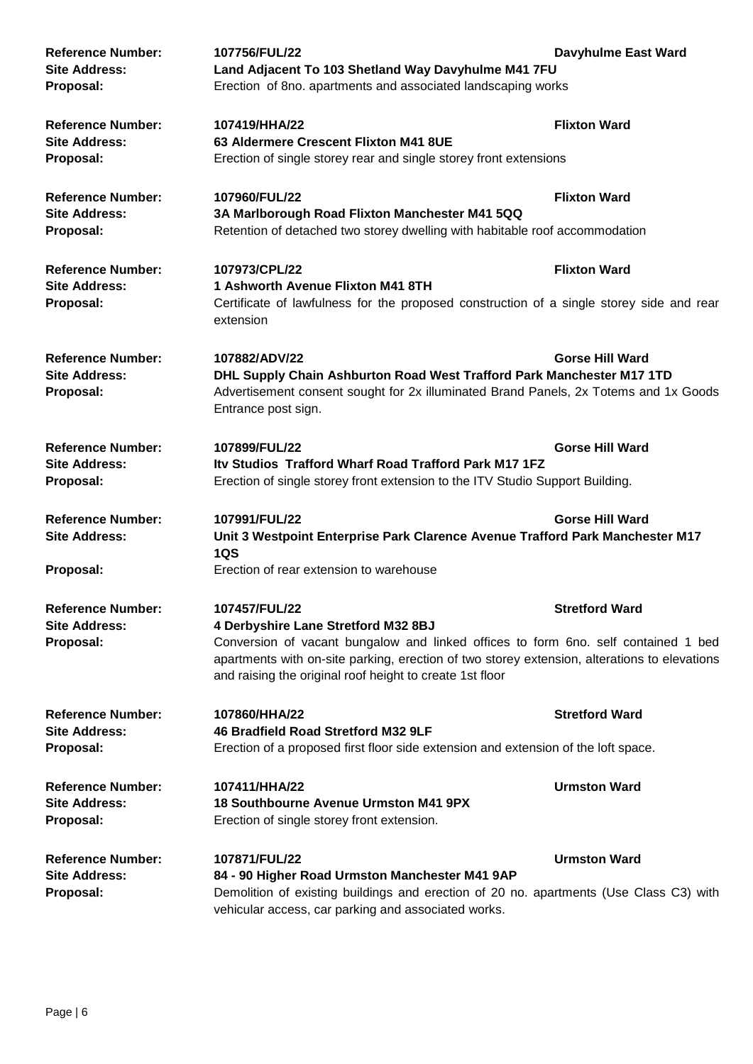**Reference Number:** **107756/FUL/22** **Davyhulme East Ward**
**Site Address:** **Land Adjacent To 103 Shetland Way Davyhulme M41 7FU**
**Proposal:** Erection of 8no. apartments and associated landscaping works

**Reference Number:** **107419/HHA/22** **Flixton Ward**
**Site Address:** **63 Aldermere Crescent Flixton M41 8UE**
**Proposal:** Erection of single storey rear and single storey front extensions

**Reference Number:** **107960/FUL/22** **Flixton Ward**
**Site Address:** **3A Marlborough Road Flixton Manchester M41 5QQ**
**Proposal:** Retention of detached two storey dwelling with habitable roof accommodation

**Reference Number:** **107973/CPL/22** **Flixton Ward**
**Site Address:** **1 Ashworth Avenue Flixton M41 8TH**
**Proposal:** Certificate of lawfulness for the proposed construction of a single storey side and rear extension

**Reference Number:** **107882/ADV/22** **Gorse Hill Ward**
**Site Address:** **DHL Supply Chain Ashburton Road West Trafford Park Manchester M17 1TD**
**Proposal:** Advertisement consent sought for 2x illuminated Brand Panels, 2x Totems and 1x Goods Entrance post sign.

**Reference Number:** **107899/FUL/22** **Gorse Hill Ward**
**Site Address:** **Itv Studios Trafford Wharf Road Trafford Park M17 1FZ**
**Proposal:** Erection of single storey front extension to the ITV Studio Support Building.

**Reference Number:** **107991/FUL/22** **Gorse Hill Ward**
**Site Address:** **Unit 3 Westpoint Enterprise Park Clarence Avenue Trafford Park Manchester M17 1QS**
**Proposal:** Erection of rear extension to warehouse

**Reference Number:** **107457/FUL/22** **Stretford Ward**
**Site Address:** **4 Derbyshire Lane Stretford M32 8BJ**
**Proposal:** Conversion of vacant bungalow and linked offices to form 6no. self contained 1 bed apartments with on-site parking, erection of two storey extension, alterations to elevations and raising the original roof height to create 1st floor

**Reference Number:** **107860/HHA/22** **Stretford Ward**
**Site Address:** **46 Bradfield Road Stretford M32 9LF**
**Proposal:** Erection of a proposed first floor side extension and extension of the loft space.

**Reference Number:** **107411/HHA/22** **Urmston Ward**
**Site Address:** **18 Southbourne Avenue Urmston M41 9PX**
**Proposal:** Erection of single storey front extension.

**Reference Number:** **107871/FUL/22** **Urmston Ward**
**Site Address:** **84 - 90 Higher Road Urmston Manchester M41 9AP**
**Proposal:** Demolition of existing buildings and erection of 20 no. apartments (Use Class C3) with vehicular access, car parking and associated works.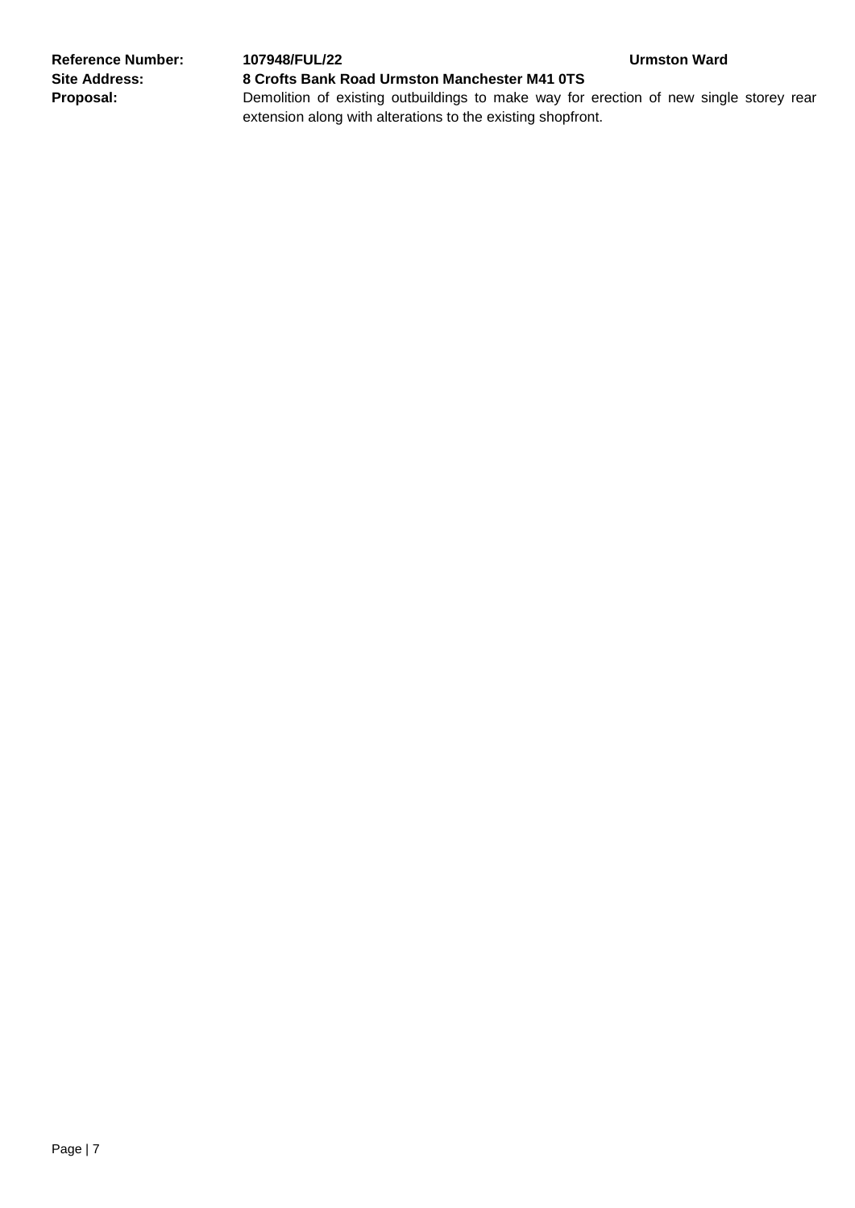**Reference Number:** **107948/FUL/22** **Urmston Ward**

**Site Address:** **8 Crofts Bank Road Urmston Manchester M41 0TS**

**Proposal:** Demolition of existing outbuildings to make way for erection of new single storey rear extension along with alterations to the existing shopfront.